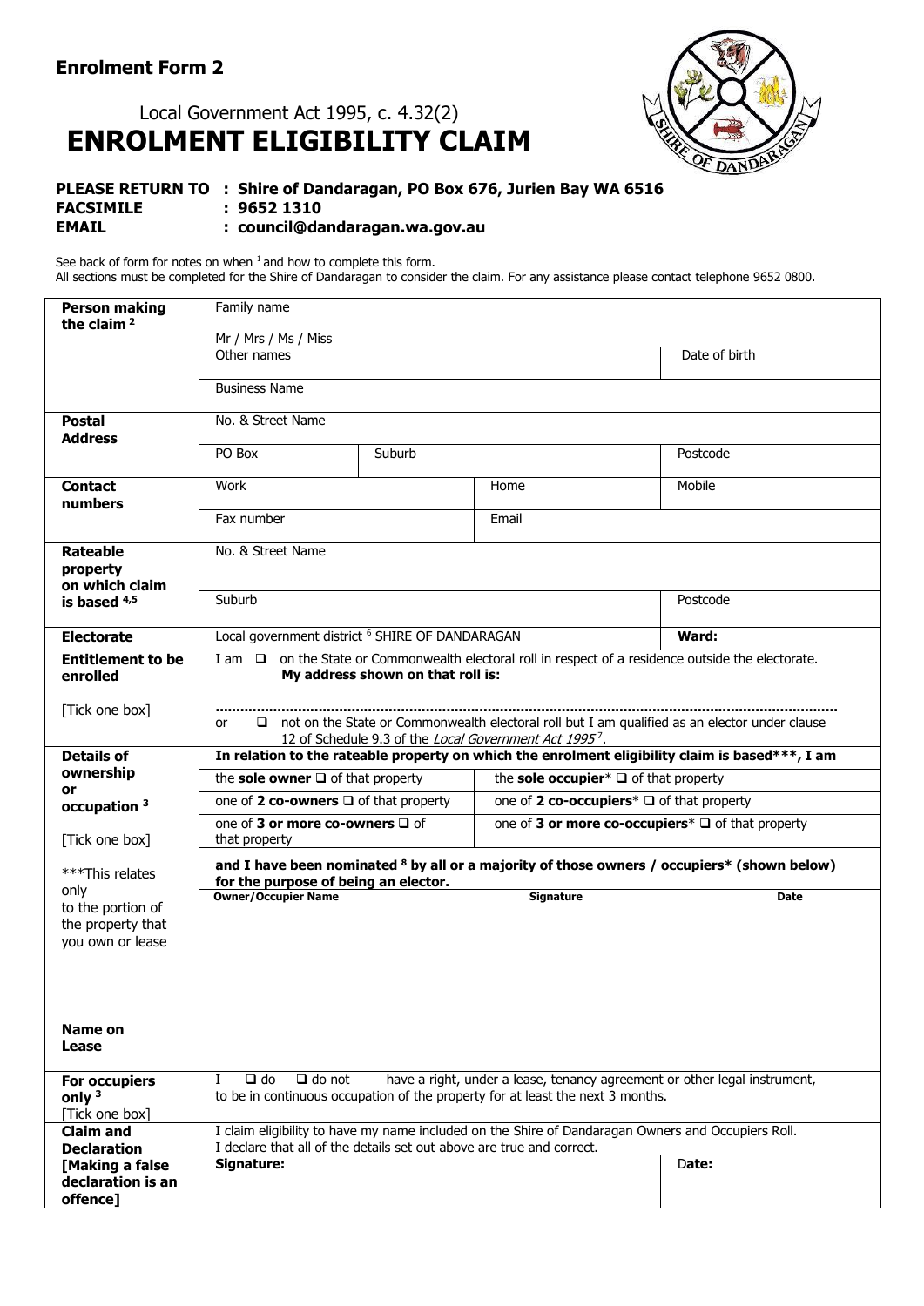## Enrolment Form 2

Local Government Act 1995, c. 4.32(2)

# ENROLMENT ELIGIBILITY CLAIM

**PLEASE RETURN TO : Shire of Dandaragan, PO Box 676, Jurien Bay WA 6516**
**FACSIMILE : 9652 1310**
**EMAIL : council@dandaragan.wa.gov.au**

See back of form for notes on when [1] and how to complete this form.
All sections must be completed for the Shire of Dandaragan to consider the claim. For any assistance please contact telephone 9652 0800.

| | | | | |
|---|---|---|---|---|
| **Person making the claim** [2] | Family name<br>Mr / Mrs / Ms / Miss | | | |
| | Other names | | | Date of birth |
| | Business Name | | | |
| **Postal Address** | No. & Street Name | | | |
| | PO Box | Suburb | | Postcode |
| **Contact numbers** | Work | | Home | Mobile |
| | Fax number | | Email | |
| **Rateable property on which claim is based** [4,5] | No. & Street Name | | | |
| | Suburb | | | Postcode |
| **Electorate** | Local government district [6] SHIRE OF DANDARAGAN | | | **Ward:** |
| **Entitlement to be enrolled**<br><br>[Tick one box] | I am ❑ on the State or Commonwealth electoral roll in respect of a residence outside the electorate.<br>**My address shown on that roll is:**<br>……………………………………………………………………………………………………………………<br>or ❑ not on the State or Commonwealth electoral roll but I am qualified as an elector under clause 12 of Schedule 9.3 of the *Local Government Act 1995* [7]. | | | |
| **Details of ownership or occupation** [3]<br><br>[Tick one box]<br><br>***This relates only to the portion of the property that you own or lease | **In relation to the rateable property on which the enrolment eligibility claim is based\*\*\*, I am** | | | |
| | the **sole owner** ❑ of that property | | the **sole occupier*** ❑ of that property | |
| | one of **2 co-owners** ❑ of that property | | one of **2 co-occupiers*** ❑ of that property | |
| | one of **3 or more co-owners** ❑ of that property | | one of **3 or more co-occupiers*** ❑ of that property | |
| | **and I have been nominated [8] by all or a majority of those owners / occupiers\* (shown below) for the purpose of being an elector.** | | | |
| | **Owner/Occupier Name** | | **Signature** | **Date** |
| **Name on Lease** | | | | |
| **For occupiers only** [3]<br>[Tick one box] | I ❑ do ❑ do not have a right, under a lease, tenancy agreement or other legal instrument, to be in continuous occupation of the property for at least the next 3 months. | | | |
| **Claim and Declaration [Making a false declaration is an offence]** | I claim eligibility to have my name included on the Shire of Dandaragan Owners and Occupiers Roll.<br>I declare that all of the details set out above are true and correct. | | | |
| | **Signature:** | | | **Date:** |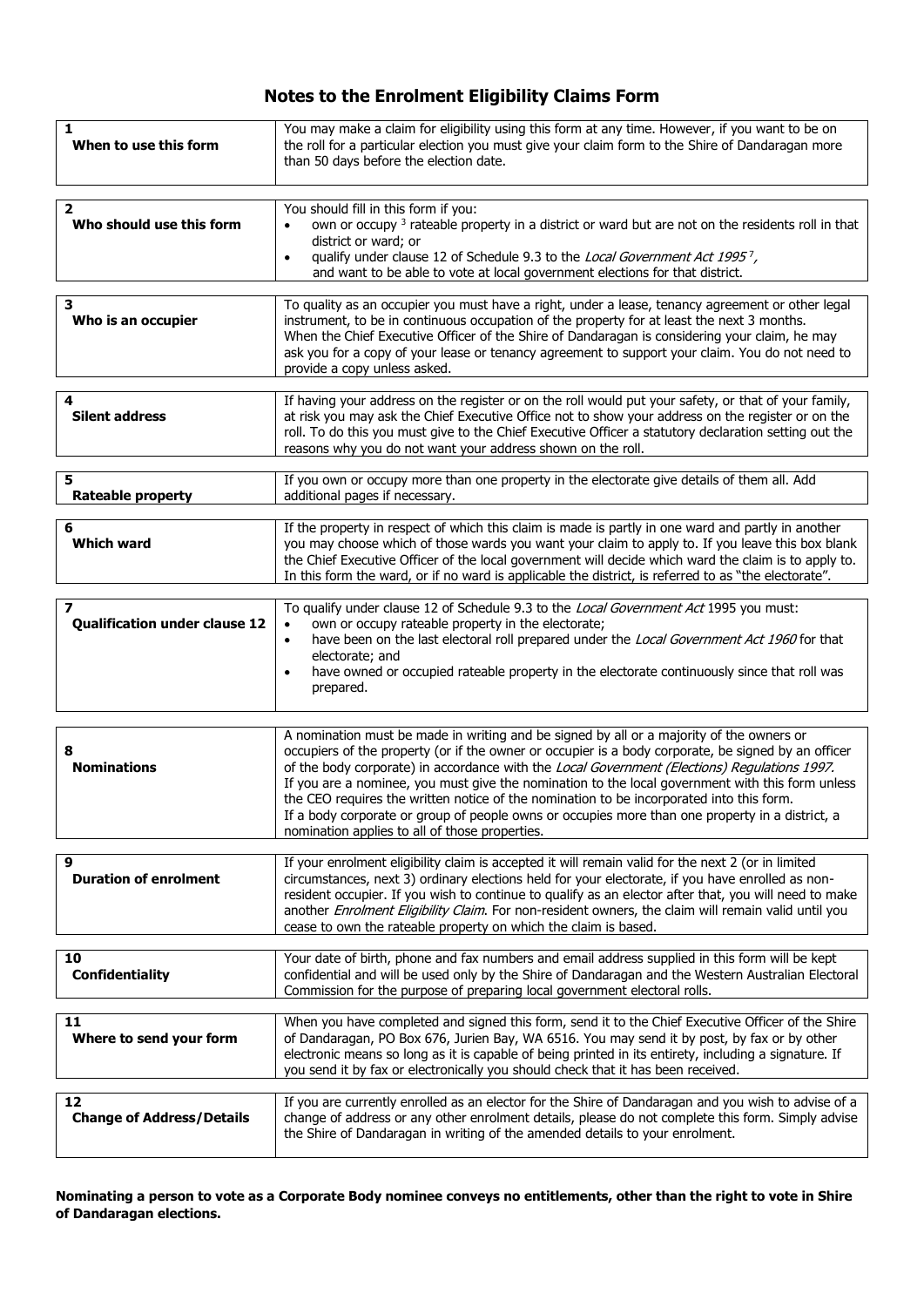# Notes to the Enrolment Eligibility Claims Form

| | |
|---|---|
| **1** **When to use this form** | You may make a claim for eligibility using this form at any time. However, if you want to be on the roll for a particular election you must give your claim form to the Shire of Dandaragan more than 50 days before the election date. |
| **2** **Who should use this form** | You should fill in this form if you: • own or occupy [3] rateable property in a district or ward but are not on the residents roll in that district or ward; or • qualify under clause 12 of Schedule 9.3 to the *Local Government Act 1995* [7], and want to be able to vote at local government elections for that district. |
| **3** **Who is an occupier** | To quality as an occupier you must have a right, under a lease, tenancy agreement or other legal instrument, to be in continuous occupation of the property for at least the next 3 months. When the Chief Executive Officer of the Shire of Dandaragan is considering your claim, he may ask you for a copy of your lease or tenancy agreement to support your claim. You do not need to provide a copy unless asked. |
| **4** **Silent address** | If having your address on the register or on the roll would put your safety, or that of your family, at risk you may ask the Chief Executive Office not to show your address on the register or on the roll. To do this you must give to the Chief Executive Officer a statutory declaration setting out the reasons why you do not want your address shown on the roll. |
| **5** **Rateable property** | If you own or occupy more than one property in the electorate give details of them all. Add additional pages if necessary. |
| **6** **Which ward** | If the property in respect of which this claim is made is partly in one ward and partly in another you may choose which of those wards you want your claim to apply to. If you leave this box blank the Chief Executive Officer of the local government will decide which ward the claim is to apply to. In this form the ward, or if no ward is applicable the district, is referred to as "the electorate". |
| **7** **Qualification under clause 12** | To qualify under clause 12 of Schedule 9.3 to the *Local Government Act* 1995 you must: • own or occupy rateable property in the electorate; • have been on the last electoral roll prepared under the *Local Government Act 1960* for that electorate; and • have owned or occupied rateable property in the electorate continuously since that roll was prepared. |
| **8** **Nominations** | A nomination must be made in writing and be signed by all or a majority of the owners or occupiers of the property (or if the owner or occupier is a body corporate, be signed by an officer of the body corporate) in accordance with the *Local Government (Elections) Regulations 1997.* If you are a nominee, you must give the nomination to the local government with this form unless the CEO requires the written notice of the nomination to be incorporated into this form. If a body corporate or group of people owns or occupies more than one property in a district, a nomination applies to all of those properties. |
| **9** **Duration of enrolment** | If your enrolment eligibility claim is accepted it will remain valid for the next 2 (or in limited circumstances, next 3) ordinary elections held for your electorate, if you have enrolled as non-resident occupier. If you wish to continue to qualify as an elector after that, you will need to make another *Enrolment Eligibility Claim*. For non-resident owners, the claim will remain valid until you cease to own the rateable property on which the claim is based. |
| **10** **Confidentiality** | Your date of birth, phone and fax numbers and email address supplied in this form will be kept confidential and will be used only by the Shire of Dandaragan and the Western Australian Electoral Commission for the purpose of preparing local government electoral rolls. |
| **11** **Where to send your form** | When you have completed and signed this form, send it to the Chief Executive Officer of the Shire of Dandaragan, PO Box 676, Jurien Bay, WA 6516. You may send it by post, by fax or by other electronic means so long as it is capable of being printed in its entirety, including a signature. If you send it by fax or electronically you should check that it has been received. |
| **12** **Change of Address/Details** | If you are currently enrolled as an elector for the Shire of Dandaragan and you wish to advise of a change of address or any other enrolment details, please do not complete this form. Simply advise the Shire of Dandaragan in writing of the amended details to your enrolment. |

**Nominating a person to vote as a Corporate Body nominee conveys no entitlements, other than the right to vote in Shire of Dandaragan elections.**